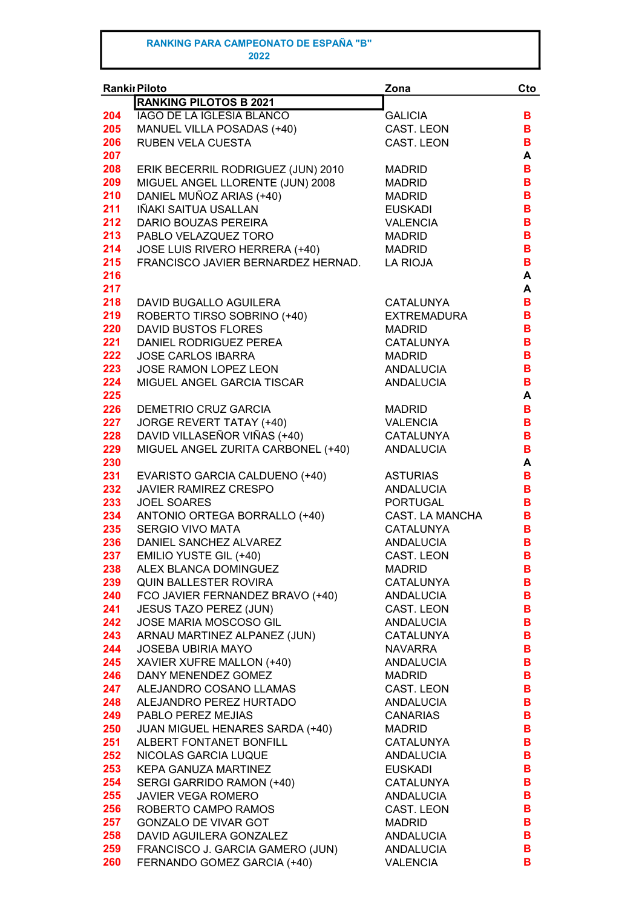# RANKING PARA CAMPEONATO DE ESPAÑA "B"
## 2022

| Rankii | Piloto | Zona | Cto |
|---|---|---|---|
| | **RANKING PILOTOS B 2021** | | |
| 204 | IAGO DE LA IGLESIA BLANCO | GALICIA | B |
| 205 | MANUEL VILLA POSADAS (+40) | CAST. LEON | B |
| 206 | RUBEN VELA CUESTA | CAST. LEON | B |
| 207 | | | A |
| 208 | ERIK BECERRIL RODRIGUEZ (JUN) 2010 | MADRID | B |
| 209 | MIGUEL ANGEL LLORENTE (JUN) 2008 | MADRID | B |
| 210 | DANIEL MUÑOZ ARIAS (+40) | MADRID | B |
| 211 | IÑAKI SAITUA USALLAN | EUSKADI | B |
| 212 | DARIO BOUZAS PEREIRA | VALENCIA | B |
| 213 | PABLO VELAZQUEZ TORO | MADRID | B |
| 214 | JOSE LUIS RIVERO HERRERA (+40) | MADRID | B |
| 215 | FRANCISCO JAVIER BERNARDEZ HERNAD. | LA RIOJA | B |
| 216 | | | A |
| 217 | | | A |
| 218 | DAVID BUGALLO AGUILERA | CATALUNYA | B |
| 219 | ROBERTO TIRSO SOBRINO (+40) | EXTREMADURA | B |
| 220 | DAVID BUSTOS FLORES | MADRID | B |
| 221 | DANIEL RODRIGUEZ PEREA | CATALUNYA | B |
| 222 | JOSE CARLOS IBARRA | MADRID | B |
| 223 | JOSE RAMON LOPEZ LEON | ANDALUCIA | B |
| 224 | MIGUEL ANGEL GARCIA TISCAR | ANDALUCIA | B |
| 225 | | | A |
| 226 | DEMETRIO CRUZ GARCIA | MADRID | B |
| 227 | JORGE REVERT TATAY (+40) | VALENCIA | B |
| 228 | DAVID VILLASEÑOR VIÑAS (+40) | CATALUNYA | B |
| 229 | MIGUEL ANGEL ZURITA CARBONEL (+40) | ANDALUCIA | B |
| 230 | | | A |
| 231 | EVARISTO GARCIA CALDUENO (+40) | ASTURIAS | B |
| 232 | JAVIER RAMIREZ CRESPO | ANDALUCIA | B |
| 233 | JOEL SOARES | PORTUGAL | B |
| 234 | ANTONIO ORTEGA BORRALLO (+40) | CAST. LA MANCHA | B |
| 235 | SERGIO VIVO MATA | CATALUNYA | B |
| 236 | DANIEL SANCHEZ ALVAREZ | ANDALUCIA | B |
| 237 | EMILIO YUSTE GIL (+40) | CAST. LEON | B |
| 238 | ALEX BLANCA DOMINGUEZ | MADRID | B |
| 239 | QUIN BALLESTER ROVIRA | CATALUNYA | B |
| 240 | FCO JAVIER FERNANDEZ BRAVO (+40) | ANDALUCIA | B |
| 241 | JESUS TAZO PEREZ (JUN) | CAST. LEON | B |
| 242 | JOSE MARIA MOSCOSO GIL | ANDALUCIA | B |
| 243 | ARNAU MARTINEZ ALPANEZ (JUN) | CATALUNYA | B |
| 244 | JOSEBA UBIRIA MAYO | NAVARRA | B |
| 245 | XAVIER XUFRE MALLON (+40) | ANDALUCIA | B |
| 246 | DANY MENENDEZ GOMEZ | MADRID | B |
| 247 | ALEJANDRO COSANO LLAMAS | CAST. LEON | B |
| 248 | ALEJANDRO PEREZ HURTADO | ANDALUCIA | B |
| 249 | PABLO PEREZ MEJIAS | CANARIAS | B |
| 250 | JUAN MIGUEL HENARES SARDA (+40) | MADRID | B |
| 251 | ALBERT FONTANET BONFILL | CATALUNYA | B |
| 252 | NICOLAS GARCIA LUQUE | ANDALUCIA | B |
| 253 | KEPA GANUZA MARTINEZ | EUSKADI | B |
| 254 | SERGI GARRIDO RAMON (+40) | CATALUNYA | B |
| 255 | JAVIER VEGA ROMERO | ANDALUCIA | B |
| 256 | ROBERTO CAMPO RAMOS | CAST. LEON | B |
| 257 | GONZALO DE VIVAR GOT | MADRID | B |
| 258 | DAVID AGUILERA GONZALEZ | ANDALUCIA | B |
| 259 | FRANCISCO J. GARCIA GAMERO (JUN) | ANDALUCIA | B |
| 260 | FERNANDO GOMEZ GARCIA (+40) | VALENCIA | B |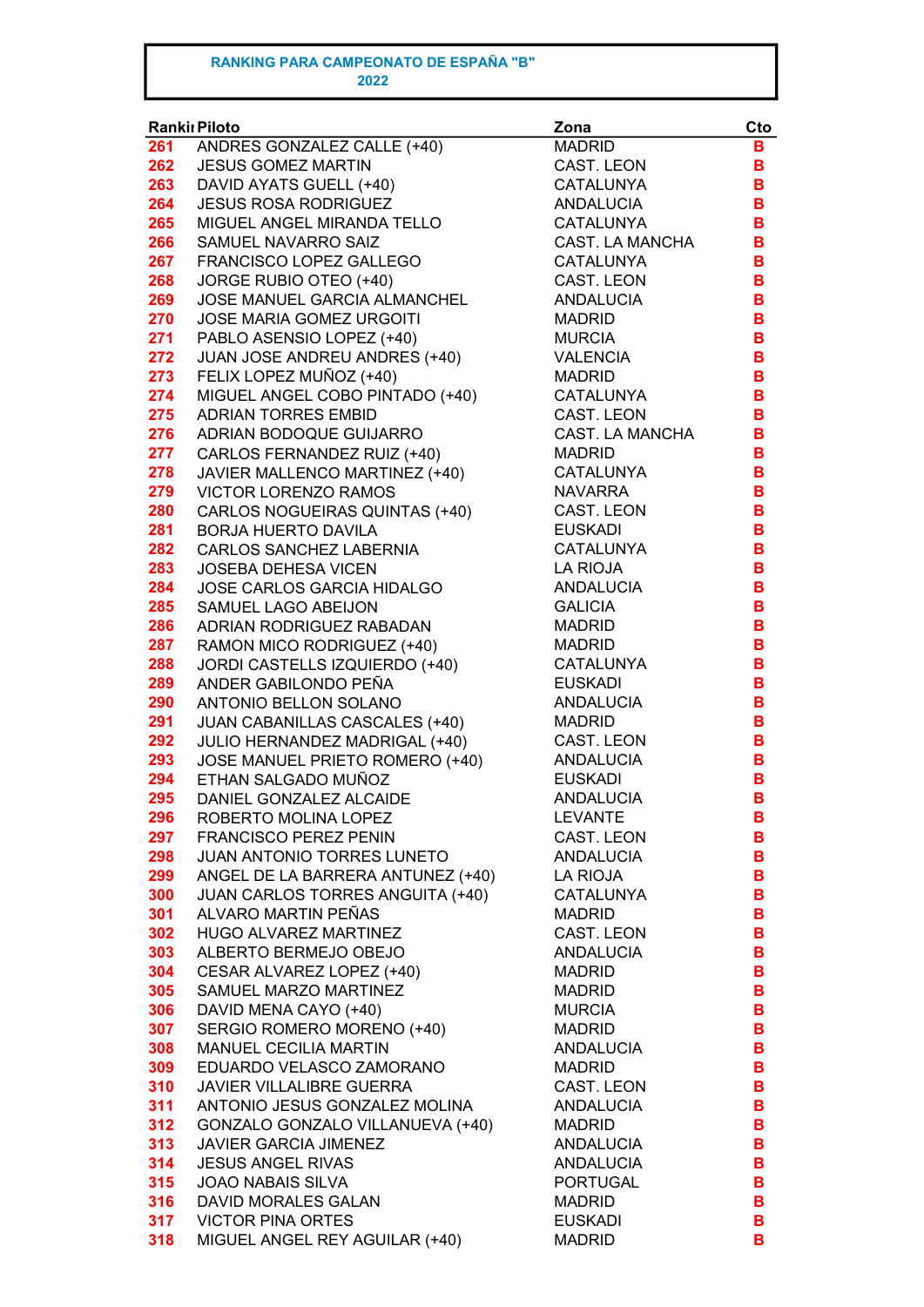**RANKING PARA CAMPEONATO DE ESPAÑA "B"**
**2022**

| Rankii | Piloto | Zona | Cto |
|---|---|---|---|
| 261 | ANDRES GONZALEZ CALLE (+40) | MADRID | B |
| 262 | JESUS GOMEZ MARTIN | CAST. LEON | B |
| 263 | DAVID AYATS GUELL (+40) | CATALUNYA | B |
| 264 | JESUS ROSA RODRIGUEZ | ANDALUCIA | B |
| 265 | MIGUEL ANGEL MIRANDA TELLO | CATALUNYA | B |
| 266 | SAMUEL NAVARRO SAIZ | CAST. LA MANCHA | B |
| 267 | FRANCISCO LOPEZ GALLEGO | CATALUNYA | B |
| 268 | JORGE RUBIO OTEO (+40) | CAST. LEON | B |
| 269 | JOSE MANUEL GARCIA ALMANCHEL | ANDALUCIA | B |
| 270 | JOSE MARIA GOMEZ URGOITI | MADRID | B |
| 271 | PABLO ASENSIO LOPEZ (+40) | MURCIA | B |
| 272 | JUAN JOSE ANDREU ANDRES (+40) | VALENCIA | B |
| 273 | FELIX LOPEZ MUÑOZ (+40) | MADRID | B |
| 274 | MIGUEL ANGEL COBO PINTADO (+40) | CATALUNYA | B |
| 275 | ADRIAN TORRES EMBID | CAST. LEON | B |
| 276 | ADRIAN BODOQUE GUIJARRO | CAST. LA MANCHA | B |
| 277 | CARLOS FERNANDEZ RUIZ (+40) | MADRID | B |
| 278 | JAVIER MALLENCO MARTINEZ (+40) | CATALUNYA | B |
| 279 | VICTOR LORENZO RAMOS | NAVARRA | B |
| 280 | CARLOS NOGUEIRAS QUINTAS (+40) | CAST. LEON | B |
| 281 | BORJA HUERTO DAVILA | EUSKADI | B |
| 282 | CARLOS SANCHEZ LABERNIA | CATALUNYA | B |
| 283 | JOSEBA DEHESA VICEN | LA RIOJA | B |
| 284 | JOSE CARLOS GARCIA HIDALGO | ANDALUCIA | B |
| 285 | SAMUEL LAGO ABEIJON | GALICIA | B |
| 286 | ADRIAN RODRIGUEZ RABADAN | MADRID | B |
| 287 | RAMON MICO RODRIGUEZ (+40) | MADRID | B |
| 288 | JORDI CASTELLS IZQUIERDO (+40) | CATALUNYA | B |
| 289 | ANDER GABILONDO PEÑA | EUSKADI | B |
| 290 | ANTONIO BELLON SOLANO | ANDALUCIA | B |
| 291 | JUAN CABANILLAS CASCALES (+40) | MADRID | B |
| 292 | JULIO HERNANDEZ MADRIGAL (+40) | CAST. LEON | B |
| 293 | JOSE MANUEL PRIETO ROMERO (+40) | ANDALUCIA | B |
| 294 | ETHAN SALGADO MUÑOZ | EUSKADI | B |
| 295 | DANIEL GONZALEZ ALCAIDE | ANDALUCIA | B |
| 296 | ROBERTO MOLINA LOPEZ | LEVANTE | B |
| 297 | FRANCISCO PEREZ PENIN | CAST. LEON | B |
| 298 | JUAN ANTONIO TORRES LUNETO | ANDALUCIA | B |
| 299 | ANGEL DE LA BARRERA ANTUNEZ (+40) | LA RIOJA | B |
| 300 | JUAN CARLOS TORRES ANGUITA (+40) | CATALUNYA | B |
| 301 | ALVARO MARTIN PEÑAS | MADRID | B |
| 302 | HUGO ALVAREZ MARTINEZ | CAST. LEON | B |
| 303 | ALBERTO BERMEJO OBEJO | ANDALUCIA | B |
| 304 | CESAR ALVAREZ LOPEZ (+40) | MADRID | B |
| 305 | SAMUEL MARZO MARTINEZ | MADRID | B |
| 306 | DAVID MENA CAYO (+40) | MURCIA | B |
| 307 | SERGIO ROMERO MORENO (+40) | MADRID | B |
| 308 | MANUEL CECILIA MARTIN | ANDALUCIA | B |
| 309 | EDUARDO VELASCO ZAMORANO | MADRID | B |
| 310 | JAVIER VILLALIBRE GUERRA | CAST. LEON | B |
| 311 | ANTONIO JESUS GONZALEZ MOLINA | ANDALUCIA | B |
| 312 | GONZALO GONZALO VILLANUEVA (+40) | MADRID | B |
| 313 | JAVIER GARCIA JIMENEZ | ANDALUCIA | B |
| 314 | JESUS ANGEL RIVAS | ANDALUCIA | B |
| 315 | JOAO NABAIS SILVA | PORTUGAL | B |
| 316 | DAVID MORALES GALAN | MADRID | B |
| 317 | VICTOR PINA ORTES | EUSKADI | B |
| 318 | MIGUEL ANGEL REY AGUILAR (+40) | MADRID | B |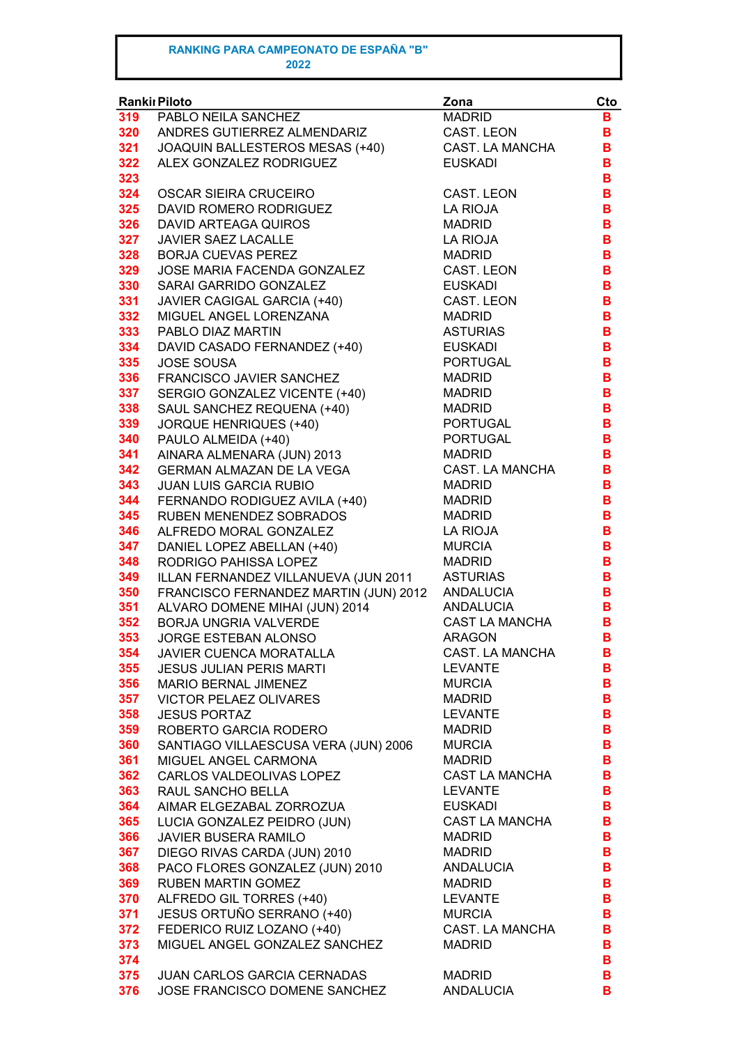**RANKING PARA CAMPEONATO DE ESPAÑA "B"**
**2022**

| Ranking | Piloto | Zona | Cto |
|---|---|---|---|
| 319 | PABLO NEILA SANCHEZ | MADRID | B |
| 320 | ANDRES GUTIERREZ ALMENDARIZ | CAST. LEON | B |
| 321 | JOAQUIN BALLESTEROS MESAS (+40) | CAST. LA MANCHA | B |
| 322 | ALEX GONZALEZ RODRIGUEZ | EUSKADI | B |
| 323 | | | B |
| 324 | OSCAR SIEIRA CRUCEIRO | CAST. LEON | B |
| 325 | DAVID ROMERO RODRIGUEZ | LA RIOJA | B |
| 326 | DAVID ARTEAGA QUIROS | MADRID | B |
| 327 | JAVIER SAEZ LACALLE | LA RIOJA | B |
| 328 | BORJA CUEVAS PEREZ | MADRID | B |
| 329 | JOSE MARIA FACENDA GONZALEZ | CAST. LEON | B |
| 330 | SARAI GARRIDO GONZALEZ | EUSKADI | B |
| 331 | JAVIER CAGIGAL GARCIA (+40) | CAST. LEON | B |
| 332 | MIGUEL ANGEL LORENZANA | MADRID | B |
| 333 | PABLO DIAZ MARTIN | ASTURIAS | B |
| 334 | DAVID CASADO FERNANDEZ (+40) | EUSKADI | B |
| 335 | JOSE SOUSA | PORTUGAL | B |
| 336 | FRANCISCO JAVIER SANCHEZ | MADRID | B |
| 337 | SERGIO GONZALEZ VICENTE (+40) | MADRID | B |
| 338 | SAUL SANCHEZ REQUENA (+40) | MADRID | B |
| 339 | JORQUE HENRIQUES (+40) | PORTUGAL | B |
| 340 | PAULO ALMEIDA (+40) | PORTUGAL | B |
| 341 | AINARA ALMENARA (JUN) 2013 | MADRID | B |
| 342 | GERMAN ALMAZAN DE LA VEGA | CAST. LA MANCHA | B |
| 343 | JUAN LUIS GARCIA RUBIO | MADRID | B |
| 344 | FERNANDO RODIGUEZ AVILA (+40) | MADRID | B |
| 345 | RUBEN MENENDEZ SOBRADOS | MADRID | B |
| 346 | ALFREDO MORAL GONZALEZ | LA RIOJA | B |
| 347 | DANIEL LOPEZ ABELLAN (+40) | MURCIA | B |
| 348 | RODRIGO PAHISSA LOPEZ | MADRID | B |
| 349 | ILLAN FERNANDEZ VILLANUEVA (JUN 2011 | ASTURIAS | B |
| 350 | FRANCISCO FERNANDEZ MARTIN (JUN) 2012 | ANDALUCIA | B |
| 351 | ALVARO DOMENE MIHAI (JUN) 2014 | ANDALUCIA | B |
| 352 | BORJA UNGRIA VALVERDE | CAST LA MANCHA | B |
| 353 | JORGE ESTEBAN ALONSO | ARAGON | B |
| 354 | JAVIER CUENCA MORATALLA | CAST. LA MANCHA | B |
| 355 | JESUS JULIAN PERIS MARTI | LEVANTE | B |
| 356 | MARIO BERNAL JIMENEZ | MURCIA | B |
| 357 | VICTOR PELAEZ OLIVARES | MADRID | B |
| 358 | JESUS PORTAZ | LEVANTE | B |
| 359 | ROBERTO GARCIA RODERO | MADRID | B |
| 360 | SANTIAGO VILLAESCUSA VERA (JUN) 2006 | MURCIA | B |
| 361 | MIGUEL ANGEL CARMONA | MADRID | B |
| 362 | CARLOS VALDEOLIVAS LOPEZ | CAST LA MANCHA | B |
| 363 | RAUL SANCHO BELLA | LEVANTE | B |
| 364 | AIMAR ELGEZABAL ZORROZUA | EUSKADI | B |
| 365 | LUCIA GONZALEZ PEIDRO (JUN) | CAST LA MANCHA | B |
| 366 | JAVIER BUSERA RAMILO | MADRID | B |
| 367 | DIEGO RIVAS CARDA (JUN) 2010 | MADRID | B |
| 368 | PACO FLORES GONZALEZ (JUN) 2010 | ANDALUCIA | B |
| 369 | RUBEN MARTIN GOMEZ | MADRID | B |
| 370 | ALFREDO GIL TORRES (+40) | LEVANTE | B |
| 371 | JESUS ORTUÑO SERRANO (+40) | MURCIA | B |
| 372 | FEDERICO RUIZ LOZANO (+40) | CAST. LA MANCHA | B |
| 373 | MIGUEL ANGEL GONZALEZ SANCHEZ | MADRID | B |
| 374 | | | B |
| 375 | JUAN CARLOS GARCIA CERNADAS | MADRID | B |
| 376 | JOSE FRANCISCO DOMENE SANCHEZ | ANDALUCIA | B |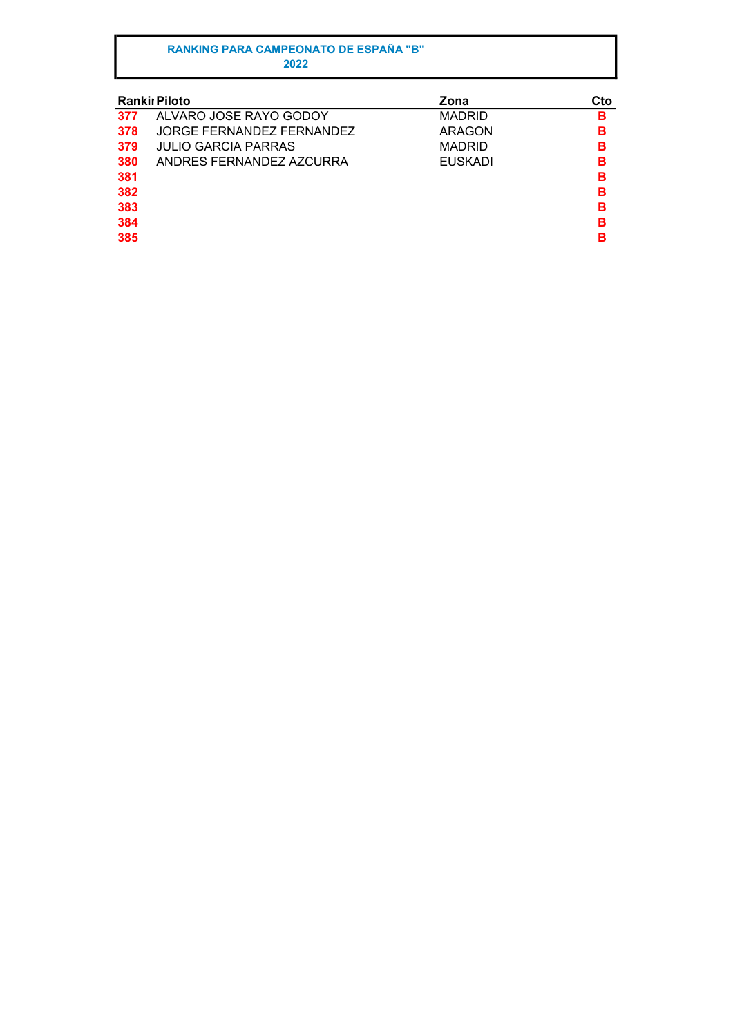**RANKING PARA CAMPEONATO DE ESPAÑA "B"**
**2022**

| Rankii | Piloto | Zona | Cto |
|---|---|---|---|
| 377 | ALVARO JOSE RAYO GODOY | MADRID | B |
| 378 | JORGE FERNANDEZ FERNANDEZ | ARAGON | B |
| 379 | JULIO GARCIA PARRAS | MADRID | B |
| 380 | ANDRES FERNANDEZ AZCURRA | EUSKADI | B |
| 381 | | | B |
| 382 | | | B |
| 383 | | | B |
| 384 | | | B |
| 385 | | | B |